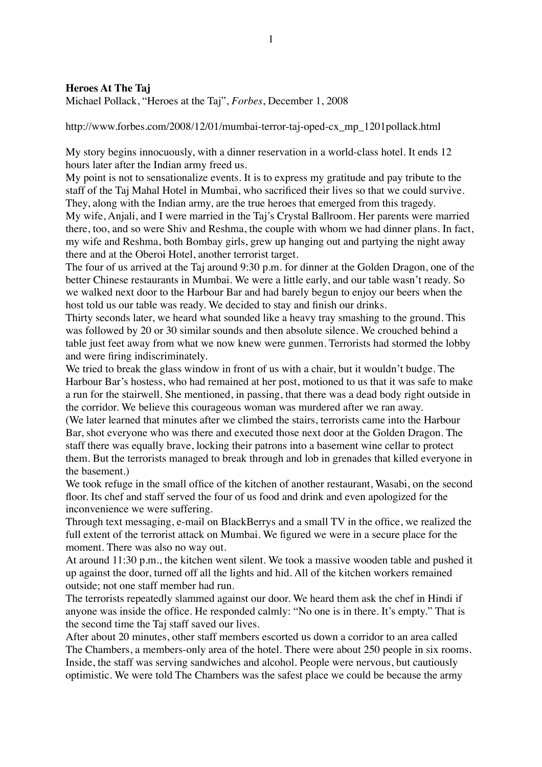**Heroes At The Taj**

Michael Pollack, "Heroes at the Taj", *Forbes*, December 1, 2008

http://www.forbes.com/2008/12/01/mumbai-terror-taj-oped-cx_mp_1201pollack.html

My story begins innocuously, with a dinner reservation in a world-class hotel. It ends 12 hours later after the Indian army freed us.

My point is not to sensationalize events. It is to express my gratitude and pay tribute to the staff of the Taj Mahal Hotel in Mumbai, who sacrificed their lives so that we could survive. They, along with the Indian army, are the true heroes that emerged from this tragedy.

My wife, Anjali, and I were married in the Taj's Crystal Ballroom. Her parents were married there, too, and so were Shiv and Reshma, the couple with whom we had dinner plans. In fact, my wife and Reshma, both Bombay girls, grew up hanging out and partying the night away there and at the Oberoi Hotel, another terrorist target.

The four of us arrived at the Taj around 9:30 p.m. for dinner at the Golden Dragon, one of the better Chinese restaurants in Mumbai. We were a little early, and our table wasn't ready. So we walked next door to the Harbour Bar and had barely begun to enjoy our beers when the host told us our table was ready. We decided to stay and finish our drinks.

Thirty seconds later, we heard what sounded like a heavy tray smashing to the ground. This was followed by 20 or 30 similar sounds and then absolute silence. We crouched behind a table just feet away from what we now knew were gunmen. Terrorists had stormed the lobby and were firing indiscriminately.

We tried to break the glass window in front of us with a chair, but it wouldn't budge. The Harbour Bar's hostess, who had remained at her post, motioned to us that it was safe to make a run for the stairwell. She mentioned, in passing, that there was a dead body right outside in the corridor. We believe this courageous woman was murdered after we ran away.

(We later learned that minutes after we climbed the stairs, terrorists came into the Harbour Bar, shot everyone who was there and executed those next door at the Golden Dragon. The staff there was equally brave, locking their patrons into a basement wine cellar to protect them. But the terrorists managed to break through and lob in grenades that killed everyone in the basement.)

We took refuge in the small office of the kitchen of another restaurant, Wasabi, on the second floor. Its chef and staff served the four of us food and drink and even apologized for the inconvenience we were suffering.

Through text messaging, e-mail on BlackBerrys and a small TV in the office, we realized the full extent of the terrorist attack on Mumbai. We figured we were in a secure place for the moment. There was also no way out.

At around 11:30 p.m., the kitchen went silent. We took a massive wooden table and pushed it up against the door, turned off all the lights and hid. All of the kitchen workers remained outside; not one staff member had run.

The terrorists repeatedly slammed against our door. We heard them ask the chef in Hindi if anyone was inside the office. He responded calmly: "No one is in there. It's empty." That is the second time the Taj staff saved our lives.

After about 20 minutes, other staff members escorted us down a corridor to an area called The Chambers, a members-only area of the hotel. There were about 250 people in six rooms. Inside, the staff was serving sandwiches and alcohol. People were nervous, but cautiously optimistic. We were told The Chambers was the safest place we could be because the army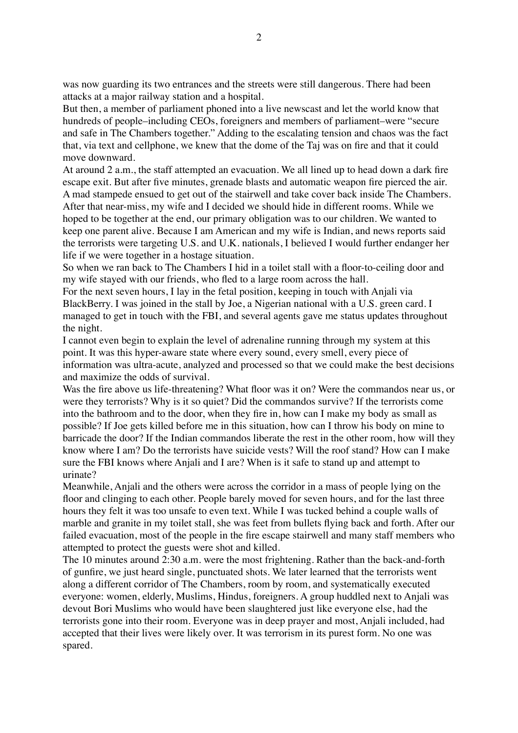was now guarding its two entrances and the streets were still dangerous. There had been attacks at a major railway station and a hospital.

But then, a member of parliament phoned into a live newscast and let the world know that hundreds of people–including CEOs, foreigners and members of parliament–were "secure and safe in The Chambers together." Adding to the escalating tension and chaos was the fact that, via text and cellphone, we knew that the dome of the Taj was on fire and that it could move downward.

At around 2 a.m., the staff attempted an evacuation. We all lined up to head down a dark fire escape exit. But after five minutes, grenade blasts and automatic weapon fire pierced the air. A mad stampede ensued to get out of the stairwell and take cover back inside The Chambers.

After that near-miss, my wife and I decided we should hide in different rooms. While we hoped to be together at the end, our primary obligation was to our children. We wanted to keep one parent alive. Because I am American and my wife is Indian, and news reports said the terrorists were targeting U.S. and U.K. nationals, I believed I would further endanger her life if we were together in a hostage situation.

So when we ran back to The Chambers I hid in a toilet stall with a floor-to-ceiling door and my wife stayed with our friends, who fled to a large room across the hall.

For the next seven hours, I lay in the fetal position, keeping in touch with Anjali via BlackBerry. I was joined in the stall by Joe, a Nigerian national with a U.S. green card. I managed to get in touch with the FBI, and several agents gave me status updates throughout the night.

I cannot even begin to explain the level of adrenaline running through my system at this point. It was this hyper-aware state where every sound, every smell, every piece of information was ultra-acute, analyzed and processed so that we could make the best decisions and maximize the odds of survival.

Was the fire above us life-threatening? What floor was it on? Were the commandos near us, or were they terrorists? Why is it so quiet? Did the commandos survive? If the terrorists come into the bathroom and to the door, when they fire in, how can I make my body as small as possible? If Joe gets killed before me in this situation, how can I throw his body on mine to barricade the door? If the Indian commandos liberate the rest in the other room, how will they know where I am? Do the terrorists have suicide vests? Will the roof stand? How can I make sure the FBI knows where Anjali and I are? When is it safe to stand up and attempt to urinate?

Meanwhile, Anjali and the others were across the corridor in a mass of people lying on the floor and clinging to each other. People barely moved for seven hours, and for the last three hours they felt it was too unsafe to even text. While I was tucked behind a couple walls of marble and granite in my toilet stall, she was feet from bullets flying back and forth. After our failed evacuation, most of the people in the fire escape stairwell and many staff members who attempted to protect the guests were shot and killed.

The 10 minutes around 2:30 a.m. were the most frightening. Rather than the back-and-forth of gunfire, we just heard single, punctuated shots. We later learned that the terrorists went along a different corridor of The Chambers, room by room, and systematically executed everyone: women, elderly, Muslims, Hindus, foreigners. A group huddled next to Anjali was devout Bori Muslims who would have been slaughtered just like everyone else, had the terrorists gone into their room. Everyone was in deep prayer and most, Anjali included, had accepted that their lives were likely over. It was terrorism in its purest form. No one was spared.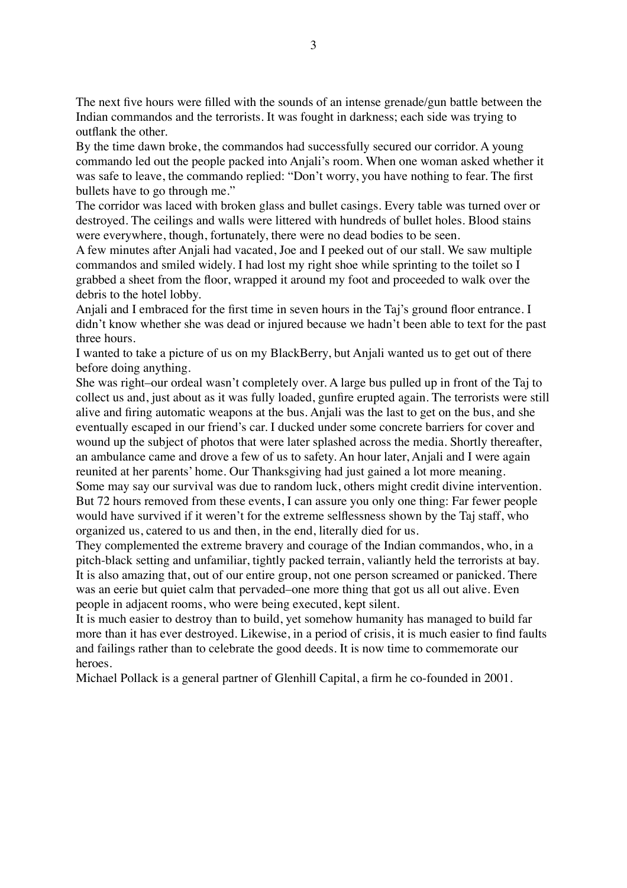The next five hours were filled with the sounds of an intense grenade/gun battle between the Indian commandos and the terrorists. It was fought in darkness; each side was trying to outflank the other.

By the time dawn broke, the commandos had successfully secured our corridor. A young commando led out the people packed into Anjali's room. When one woman asked whether it was safe to leave, the commando replied: "Don't worry, you have nothing to fear. The first bullets have to go through me."

The corridor was laced with broken glass and bullet casings. Every table was turned over or destroyed. The ceilings and walls were littered with hundreds of bullet holes. Blood stains were everywhere, though, fortunately, there were no dead bodies to be seen.

A few minutes after Anjali had vacated, Joe and I peeked out of our stall. We saw multiple commandos and smiled widely. I had lost my right shoe while sprinting to the toilet so I grabbed a sheet from the floor, wrapped it around my foot and proceeded to walk over the debris to the hotel lobby.

Anjali and I embraced for the first time in seven hours in the Taj's ground floor entrance. I didn't know whether she was dead or injured because we hadn't been able to text for the past three hours.

I wanted to take a picture of us on my BlackBerry, but Anjali wanted us to get out of there before doing anything.

She was right–our ordeal wasn't completely over. A large bus pulled up in front of the Taj to collect us and, just about as it was fully loaded, gunfire erupted again. The terrorists were still alive and firing automatic weapons at the bus. Anjali was the last to get on the bus, and she eventually escaped in our friend's car. I ducked under some concrete barriers for cover and wound up the subject of photos that were later splashed across the media. Shortly thereafter, an ambulance came and drove a few of us to safety. An hour later, Anjali and I were again reunited at her parents' home. Our Thanksgiving had just gained a lot more meaning.

Some may say our survival was due to random luck, others might credit divine intervention. But 72 hours removed from these events, I can assure you only one thing: Far fewer people would have survived if it weren't for the extreme selflessness shown by the Taj staff, who organized us, catered to us and then, in the end, literally died for us.

They complemented the extreme bravery and courage of the Indian commandos, who, in a pitch-black setting and unfamiliar, tightly packed terrain, valiantly held the terrorists at bay.

It is also amazing that, out of our entire group, not one person screamed or panicked. There was an eerie but quiet calm that pervaded–one more thing that got us all out alive. Even people in adjacent rooms, who were being executed, kept silent.

It is much easier to destroy than to build, yet somehow humanity has managed to build far more than it has ever destroyed. Likewise, in a period of crisis, it is much easier to find faults and failings rather than to celebrate the good deeds. It is now time to commemorate our heroes.

Michael Pollack is a general partner of Glenhill Capital, a firm he co-founded in 2001.